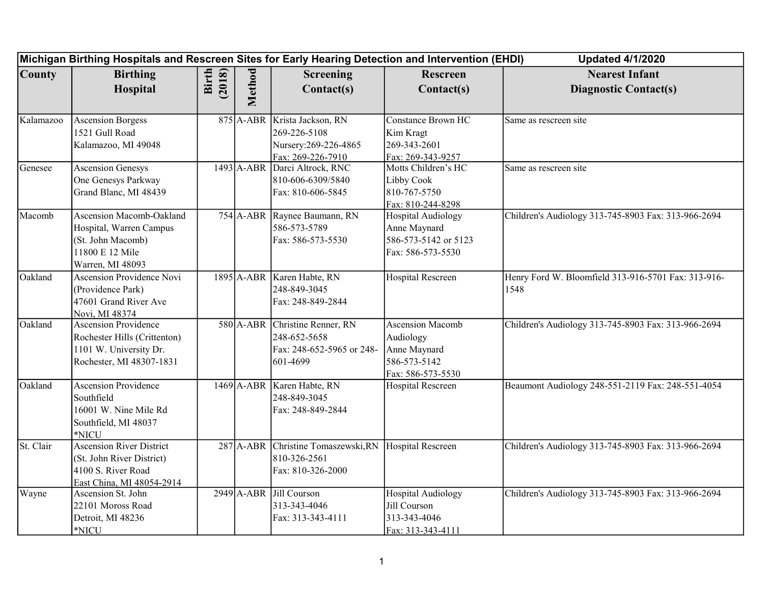**Michigan Birthing Hospitals and Rescreen Sites for Early Hearing Detection and Intervention (EHDI)** **Updated 4/1/2020**

| County | Birthing Hospital | Birth (2018) | Method | Screening Contact(s) | Rescreen Contact(s) | Nearest Infant Diagnostic Contact(s) |
|---|---|---|---|---|---|---|
| Kalamazoo | Ascension Borgess<br>1521 Gull Road<br>Kalamazoo, MI 49048 | 875 | A-ABR | Krista Jackson, RN<br>269-226-5108<br>Nursery:269-226-4865<br>Fax: 269-226-7910 | Constance Brown HC<br>Kim Kragt<br>269-343-2601<br>Fax: 269-343-9257 | Same as rescreen site |
| Genesee | Ascension Genesys<br>One Genesys Parkway<br>Grand Blanc, MI 48439 | 1493 | A-ABR | Darci Altrock, RNC<br>810-606-6309/5840<br>Fax: 810-606-5845 | Motts Children's HC<br>Libby Cook<br>810-767-5750<br>Fax: 810-244-8298 | Same as rescreen site |
| Macomb | Ascension Macomb-Oakland Hospital, Warren Campus<br>(St. John Macomb)<br>11800 E 12 Mile<br>Warren, MI 48093 | 754 | A-ABR | Raynee Baumann, RN<br>586-573-5789<br>Fax: 586-573-5530 | Hospital Audiology<br>Anne Maynard<br>586-573-5142 or 5123<br>Fax: 586-573-5530 | Children's Audiology 313-745-8903 Fax: 313-966-2694 |
| Oakland | Ascension Providence Novi<br>(Providence Park)<br>47601 Grand River Ave<br>Novi, MI 48374 | 1895 | A-ABR | Karen Habte, RN<br>248-849-3045<br>Fax: 248-849-2844 | Hospital Rescreen | Henry Ford W. Bloomfield 313-916-5701 Fax: 313-916-1548 |
| Oakland | Ascension Providence Rochester Hills (Crittenton)<br>1101 W. University Dr.<br>Rochester, MI 48307-1831 | 580 | A-ABR | Christine Renner, RN<br>248-652-5658<br>Fax: 248-652-5965 or 248-601-4699 | Ascension Macomb Audiology<br>Anne Maynard<br>586-573-5142<br>Fax: 586-573-5530 | Children's Audiology 313-745-8903 Fax: 313-966-2694 |
| Oakland | Ascension Providence Southfield<br>16001 W. Nine Mile Rd<br>Southfield, MI 48037<br>*NICU | 1469 | A-ABR | Karen Habte, RN<br>248-849-3045<br>Fax: 248-849-2844 | Hospital Rescreen | Beaumont Audiology 248-551-2119 Fax: 248-551-4054 |
| St. Clair | Ascension River District<br>(St. John River District)<br>4100 S. River Road<br>East China, MI 48054-2914 | 287 | A-ABR | Christine Tomaszewski,RN<br>810-326-2561<br>Fax: 810-326-2000 | Hospital Rescreen | Children's Audiology 313-745-8903 Fax: 313-966-2694 |
| Wayne | Ascension St. John<br>22101 Moross Road<br>Detroit, MI 48236<br>*NICU | 2949 | A-ABR | Jill Courson<br>313-343-4046<br>Fax: 313-343-4111 | Hospital Audiology<br>Jill Courson<br>313-343-4046<br>Fax: 313-343-4111 | Children's Audiology 313-745-8903 Fax: 313-966-2694 |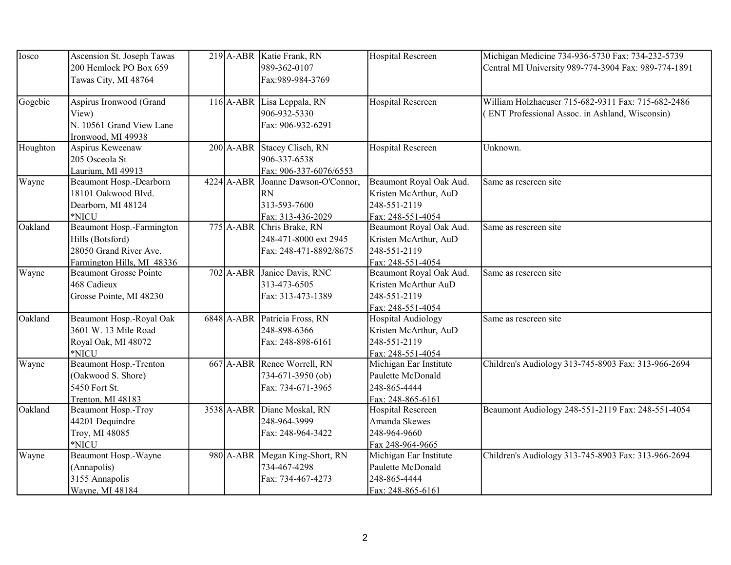| | | | | | | |
|---|---|---|---|---|---|---|
| Iosco | Ascension St. Joseph Tawas<br>200 Hemlock PO Box 659<br>Tawas City, MI 48764 | 219 | A-ABR | Katie Frank, RN<br>989-362-0107<br>Fax:989-984-3769 | Hospital Rescreen | Michigan Medicine 734-936-5730 Fax: 734-232-5739<br>Central MI University 989-774-3904 Fax: 989-774-1891 |
| Gogebic | Aspirus Ironwood (Grand View)<br>N. 10561 Grand View Lane<br>Ironwood, MI 49938 | 116 | A-ABR | Lisa Leppala, RN<br>906-932-5330<br>Fax: 906-932-6291 | Hospital Rescreen | William Holzhaeuser 715-682-9311 Fax: 715-682-2486<br>( ENT Professional Assoc. in Ashland, Wisconsin) |
| Houghton | Aspirus Keweenaw<br>205 Osceola St<br>Laurium, MI 49913 | 200 | A-ABR | Stacey Clisch, RN<br>906-337-6538<br>Fax: 906-337-6076/6553 | Hospital Rescreen | Unknown. |
| Wayne | Beaumont Hosp.-Dearborn<br>18101 Oakwood Blvd.<br>Dearborn, MI 48124<br>*NICU | 4224 | A-ABR | Joanne Dawson-O'Connor, RN<br>313-593-7600<br>Fax: 313-436-2029 | Beaumont Royal Oak Aud.<br>Kristen McArthur, AuD<br>248-551-2119<br>Fax: 248-551-4054 | Same as rescreen site |
| Oakland | Beaumont Hosp.-Farmington Hills (Botsford)<br>28050 Grand River Ave.<br>Farmington Hills, MI 48336 | 775 | A-ABR | Chris Brake, RN<br>248-471-8000 ext 2945<br>Fax: 248-471-8892/8675 | Beaumont Royal Oak Aud.<br>Kristen McArthur, AuD<br>248-551-2119<br>Fax: 248-551-4054 | Same as rescreen site |
| Wayne | Beaumont Grosse Pointe<br>468 Cadieux<br>Grosse Pointe, MI 48230 | 702 | A-ABR | Janice Davis, RNC<br>313-473-6505<br>Fax: 313-473-1389 | Beaumont Royal Oak Aud.<br>Kristen McArthur AuD<br>248-551-2119<br>Fax: 248-551-4054 | Same as rescreen site |
| Oakland | Beaumont Hosp.-Royal Oak<br>3601 W. 13 Mile Road<br>Royal Oak, MI 48072<br>*NICU | 6848 | A-ABR | Patricia Fross, RN<br>248-898-6366<br>Fax: 248-898-6161 | Hospital Audiology<br>Kristen McArthur, AuD<br>248-551-2119<br>Fax: 248-551-4054 | Same as rescreen site |
| Wayne | Beaumont Hosp.-Trenton (Oakwood S. Shore)<br>5450 Fort St.<br>Trenton, MI 48183 | 667 | A-ABR | Renee Worrell, RN<br>734-671-3950 (ob)<br>Fax: 734-671-3965 | Michigan Ear Institute<br>Paulette McDonald<br>248-865-4444<br>Fax: 248-865-6161 | Children's Audiology 313-745-8903 Fax: 313-966-2694 |
| Oakland | Beaumont Hosp.-Troy<br>44201 Dequindre<br>Troy, MI 48085<br>*NICU | 3538 | A-ABR | Diane Moskal, RN<br>248-964-3999<br>Fax: 248-964-3422 | Hospital Rescreen<br>Amanda Skewes<br>248-964-9660<br>Fax 248-964-9665 | Beaumont Audiology 248-551-2119 Fax: 248-551-4054 |
| Wayne | Beaumont Hosp.-Wayne (Annapolis)<br>3155 Annapolis<br>Wayne, MI 48184 | 980 | A-ABR | Megan King-Short, RN<br>734-467-4298<br>Fax: 734-467-4273 | Michigan Ear Institute<br>Paulette McDonald<br>248-865-4444<br>Fax: 248-865-6161 | Children's Audiology 313-745-8903 Fax: 313-966-2694 |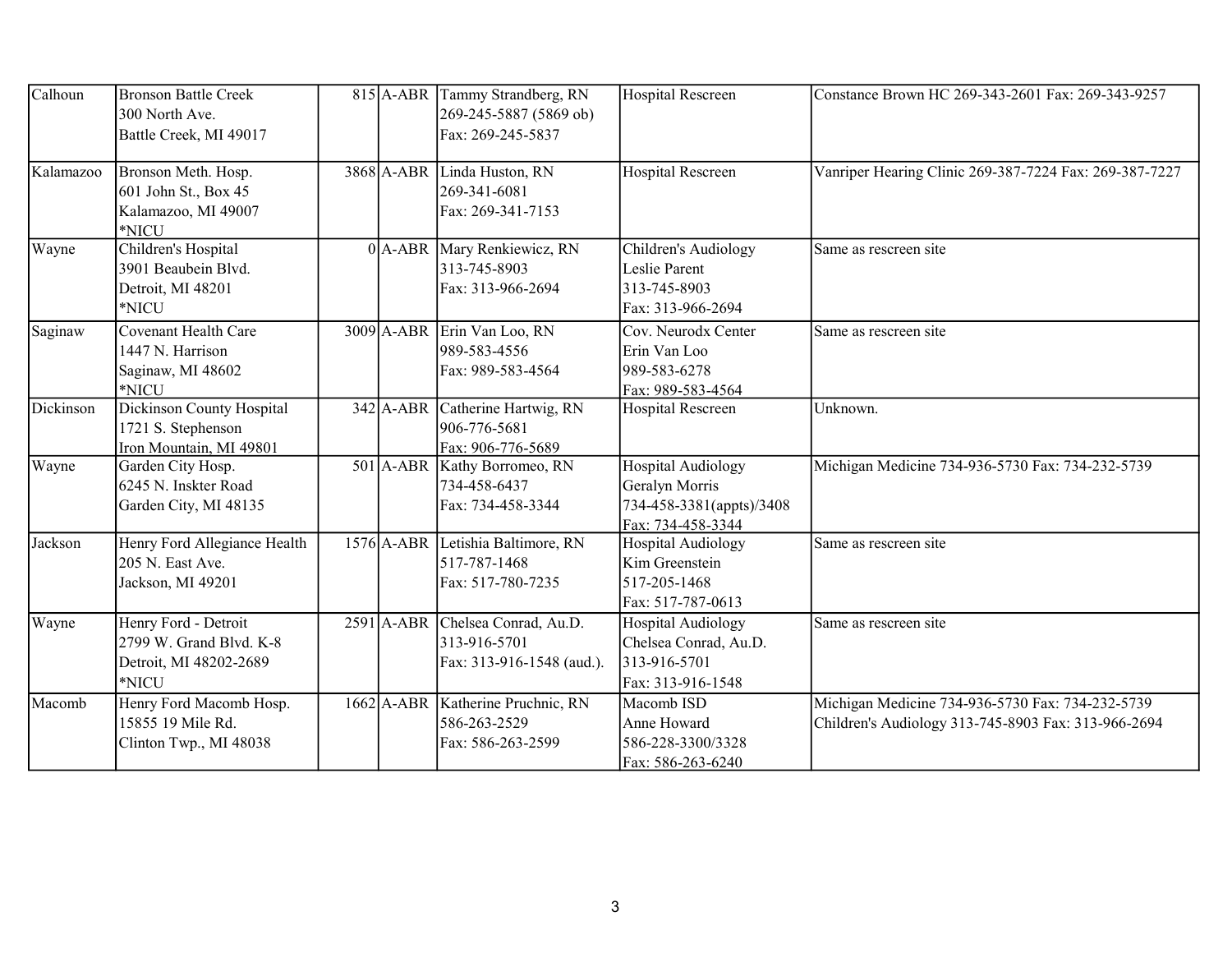| | | | | | | |
|---|---|---|---|---|---|---|
| Calhoun | Bronson Battle Creek<br>300 North Ave.<br>Battle Creek, MI 49017 | 815 | A-ABR | Tammy Strandberg, RN<br>269-245-5887 (5869 ob)<br>Fax: 269-245-5837 | Hospital Rescreen | Constance Brown HC 269-343-2601 Fax: 269-343-9257 |
| Kalamazoo | Bronson Meth. Hosp.<br>601 John St., Box 45<br>Kalamazoo, MI 49007<br>*NICU | 3868 | A-ABR | Linda Huston, RN<br>269-341-6081<br>Fax: 269-341-7153 | Hospital Rescreen | Vanriper Hearing Clinic 269-387-7224 Fax: 269-387-7227 |
| Wayne | Children's Hospital<br>3901 Beaubein Blvd.<br>Detroit, MI 48201<br>*NICU | 0 | A-ABR | Mary Renkiewicz, RN<br>313-745-8903<br>Fax: 313-966-2694 | Children's Audiology<br>Leslie Parent<br>313-745-8903<br>Fax: 313-966-2694 | Same as rescreen site |
| Saginaw | Covenant Health Care<br>1447 N. Harrison<br>Saginaw, MI 48602<br>*NICU | 3009 | A-ABR | Erin Van Loo, RN<br>989-583-4556<br>Fax: 989-583-4564 | Cov. Neurodx Center<br>Erin Van Loo<br>989-583-6278<br>Fax: 989-583-4564 | Same as rescreen site |
| Dickinson | Dickinson County Hospital<br>1721 S. Stephenson<br>Iron Mountain, MI 49801 | 342 | A-ABR | Catherine Hartwig, RN<br>906-776-5681<br>Fax: 906-776-5689 | Hospital Rescreen | Unknown. |
| Wayne | Garden City Hosp.<br>6245 N. Inskter Road<br>Garden City, MI 48135 | 501 | A-ABR | Kathy Borromeo, RN<br>734-458-6437<br>Fax: 734-458-3344 | Hospital Audiology<br>Geralyn Morris<br>734-458-3381(appts)/3408<br>Fax: 734-458-3344 | Michigan Medicine 734-936-5730 Fax: 734-232-5739 |
| Jackson | Henry Ford Allegiance Health<br>205 N. East Ave.<br>Jackson, MI 49201 | 1576 | A-ABR | Letishia Baltimore, RN<br>517-787-1468<br>Fax: 517-780-7235 | Hospital Audiology<br>Kim Greenstein<br>517-205-1468<br>Fax: 517-787-0613 | Same as rescreen site |
| Wayne | Henry Ford - Detroit<br>2799 W. Grand Blvd. K-8<br>Detroit, MI 48202-2689<br>*NICU | 2591 | A-ABR | Chelsea Conrad, Au.D.<br>313-916-5701<br>Fax: 313-916-1548 (aud.). | Hospital Audiology<br>Chelsea Conrad, Au.D.<br>313-916-5701<br>Fax: 313-916-1548 | Same as rescreen site |
| Macomb | Henry Ford Macomb Hosp.<br>15855 19 Mile Rd.<br>Clinton Twp., MI 48038 | 1662 | A-ABR | Katherine Pruchnic, RN<br>586-263-2529<br>Fax: 586-263-2599 | Macomb ISD<br>Anne Howard<br>586-228-3300/3328<br>Fax: 586-263-6240 | Michigan Medicine 734-936-5730 Fax: 734-232-5739<br>Children's Audiology 313-745-8903 Fax: 313-966-2694 |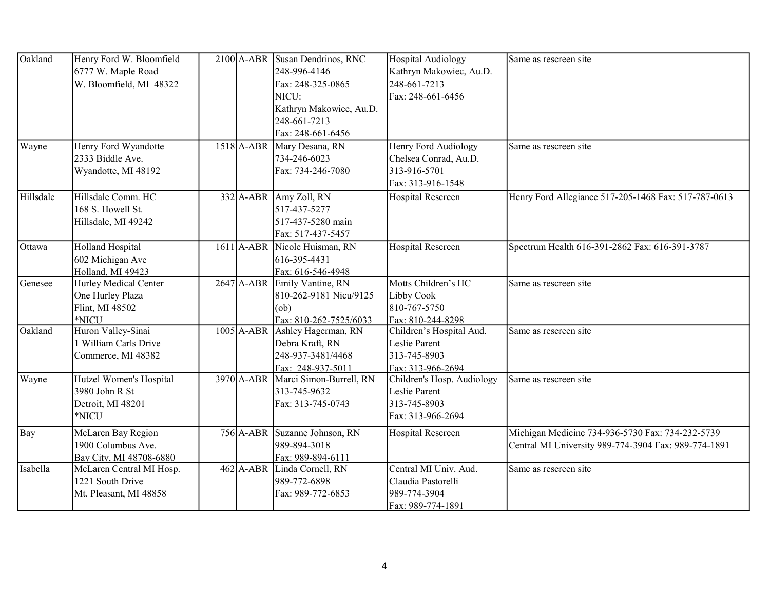| Oakland | Henry Ford W. Bloomfield<br>6777 W. Maple Road<br>W. Bloomfield, MI 48322 | 2100 | A-ABR | Susan Dendrinos, RNC<br>248-996-4146<br>Fax: 248-325-0865<br>NICU:<br>Kathryn Makowiec, Au.D.<br>248-661-7213<br>Fax: 248-661-6456 | Hospital Audiology<br>Kathryn Makowiec, Au.D.<br>248-661-7213<br>Fax: 248-661-6456 | Same as rescreen site |
|---|---|---|---|---|---|---|
| Wayne | Henry Ford Wyandotte<br>2333 Biddle Ave.<br>Wyandotte, MI 48192 | 1518 | A-ABR | Mary Desana, RN<br>734-246-6023<br>Fax: 734-246-7080 | Henry Ford Audiology<br>Chelsea Conrad, Au.D.<br>313-916-5701<br>Fax: 313-916-1548 | Same as rescreen site |
| Hillsdale | Hillsdale Comm. HC<br>168 S. Howell St.<br>Hillsdale, MI 49242 | 332 | A-ABR | Amy Zoll, RN<br>517-437-5277<br>517-437-5280 main<br>Fax: 517-437-5457 | Hospital Rescreen | Henry Ford Allegiance 517-205-1468 Fax: 517-787-0613 |
| Ottawa | Holland Hospital<br>602 Michigan Ave<br>Holland, MI 49423 | 1611 | A-ABR | Nicole Huisman, RN<br>616-395-4431<br>Fax: 616-546-4948 | Hospital Rescreen | Spectrum Health 616-391-2862 Fax: 616-391-3787 |
| Genesee | Hurley Medical Center<br>One Hurley Plaza<br>Flint, MI 48502<br>*NICU | 2647 | A-ABR | Emily Vantine, RN<br>810-262-9181 Nicu/9125<br>(ob)<br>Fax: 810-262-7525/6033 | Motts Children's HC<br>Libby Cook<br>810-767-5750<br>Fax: 810-244-8298 | Same as rescreen site |
| Oakland | Huron Valley-Sinai<br>1 William Carls Drive<br>Commerce, MI 48382 | 1005 | A-ABR | Ashley Hagerman, RN<br>Debra Kraft, RN<br>248-937-3481/4468<br>Fax: 248-937-5011 | Children's Hospital Aud.<br>Leslie Parent<br>313-745-8903<br>Fax: 313-966-2694 | Same as rescreen site |
| Wayne | Hutzel Women's Hospital<br>3980 John R St<br>Detroit, MI 48201<br>*NICU | 3970 | A-ABR | Marci Simon-Burrell, RN<br>313-745-9632<br>Fax: 313-745-0743 | Children's Hosp. Audiology<br>Leslie Parent<br>313-745-8903<br>Fax: 313-966-2694 | Same as rescreen site |
| Bay | McLaren Bay Region<br>1900 Columbus Ave.<br>Bay City, MI 48708-6880 | 756 | A-ABR | Suzanne Johnson, RN<br>989-894-3018<br>Fax: 989-894-6111 | Hospital Rescreen | Michigan Medicine 734-936-5730 Fax: 734-232-5739<br>Central MI University 989-774-3904 Fax: 989-774-1891 |
| Isabella | McLaren Central MI Hosp.<br>1221 South Drive<br>Mt. Pleasant, MI 48858 | 462 | A-ABR | Linda Cornell, RN<br>989-772-6898<br>Fax: 989-772-6853 | Central MI Univ. Aud.<br>Claudia Pastorelli<br>989-774-3904<br>Fax: 989-774-1891 | Same as rescreen site |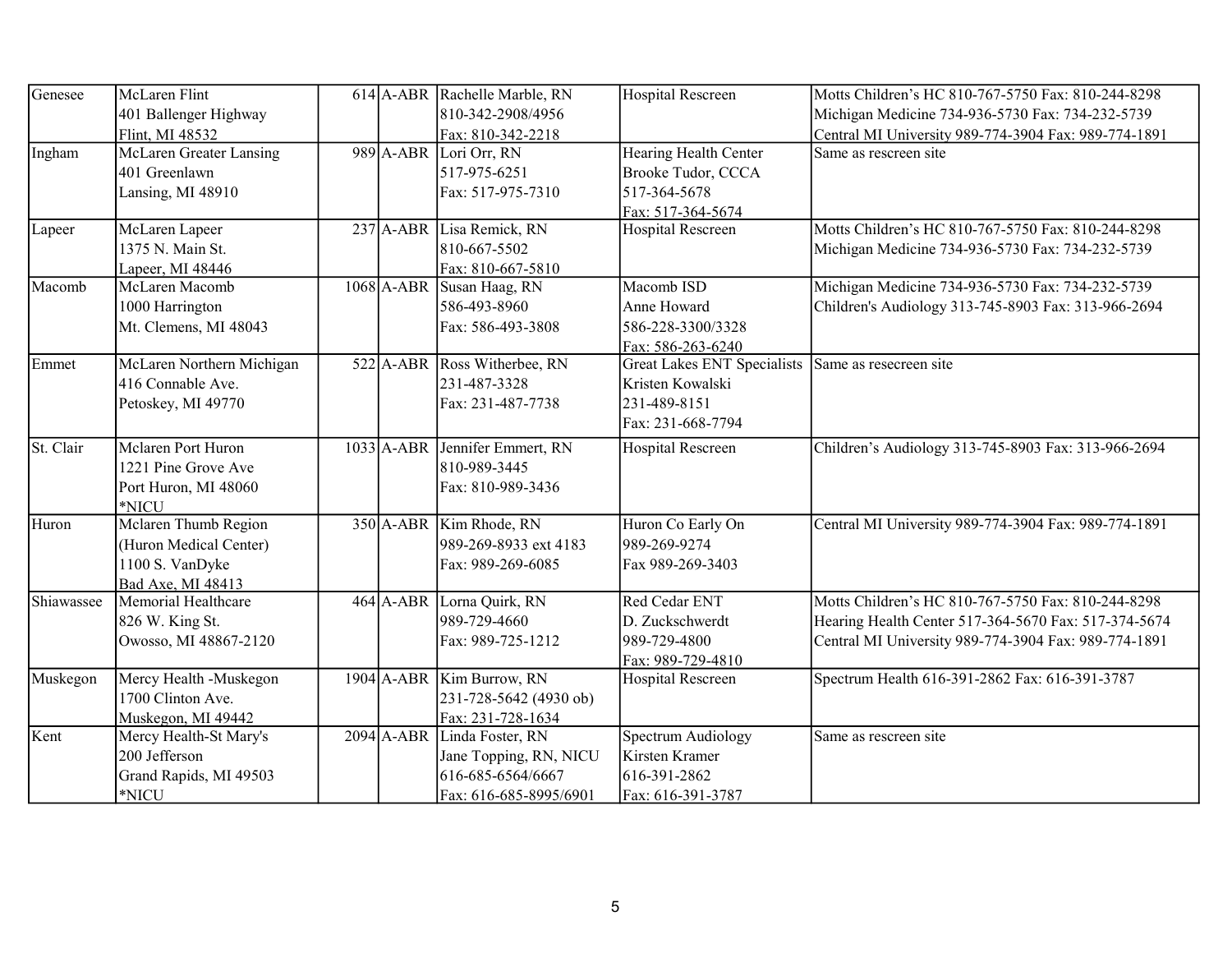| Genesee | McLaren Flint<br>401 Ballenger Highway<br>Flint, MI 48532 | 614 | A-ABR | Rachelle Marble, RN<br>810-342-2908/4956<br>Fax: 810-342-2218 | Hospital Rescreen | Motts Children's HC 810-767-5750 Fax: 810-244-8298<br>Michigan Medicine 734-936-5730 Fax: 734-232-5739<br>Central MI University 989-774-3904 Fax: 989-774-1891 |
|---|---|---|---|---|---|---|
| Ingham | McLaren Greater Lansing<br>401 Greenlawn<br>Lansing, MI 48910 | 989 | A-ABR | Lori Orr, RN<br>517-975-6251<br>Fax: 517-975-7310 | Hearing Health Center<br>Brooke Tudor, CCCA<br>517-364-5678<br>Fax: 517-364-5674 | Same as rescreen site |
| Lapeer | McLaren Lapeer<br>1375 N. Main St.<br>Lapeer, MI 48446 | 237 | A-ABR | Lisa Remick, RN<br>810-667-5502<br>Fax: 810-667-5810 | Hospital Rescreen | Motts Children's HC 810-767-5750 Fax: 810-244-8298<br>Michigan Medicine 734-936-5730 Fax: 734-232-5739 |
| Macomb | McLaren Macomb<br>1000 Harrington<br>Mt. Clemens, MI 48043 | 1068 | A-ABR | Susan Haag, RN<br>586-493-8960<br>Fax: 586-493-3808 | Macomb ISD<br>Anne Howard<br>586-228-3300/3328<br>Fax: 586-263-6240 | Michigan Medicine 734-936-5730 Fax: 734-232-5739<br>Children's Audiology 313-745-8903 Fax: 313-966-2694 |
| Emmet | McLaren Northern Michigan<br>416 Connable Ave.<br>Petoskey, MI 49770 | 522 | A-ABR | Ross Witherbee, RN<br>231-487-3328<br>Fax: 231-487-7738 | Great Lakes ENT Specialists<br>Kristen Kowalski<br>231-489-8151<br>Fax: 231-668-7794 | Same as resecreen site |
| St. Clair | Mclaren Port Huron<br>1221 Pine Grove Ave<br>Port Huron, MI 48060<br>*NICU | 1033 | A-ABR | Jennifer Emmert, RN<br>810-989-3445<br>Fax: 810-989-3436 | Hospital Rescreen | Children's Audiology 313-745-8903 Fax: 313-966-2694 |
| Huron | Mclaren Thumb Region<br>(Huron Medical Center)<br>1100 S. VanDyke<br>Bad Axe, MI 48413 | 350 | A-ABR | Kim Rhode, RN<br>989-269-8933 ext 4183<br>Fax: 989-269-6085 | Huron Co Early On<br>989-269-9274<br>Fax 989-269-3403 | Central MI University 989-774-3904 Fax: 989-774-1891 |
| Shiawassee | Memorial Healthcare<br>826 W. King St.<br>Owosso, MI 48867-2120 | 464 | A-ABR | Lorna Quirk, RN<br>989-729-4660<br>Fax: 989-725-1212 | Red Cedar ENT<br>D. Zuckschwerdt<br>989-729-4800<br>Fax: 989-729-4810 | Motts Children's HC 810-767-5750 Fax: 810-244-8298<br>Hearing Health Center 517-364-5670 Fax: 517-374-5674<br>Central MI University 989-774-3904 Fax: 989-774-1891 |
| Muskegon | Mercy Health -Muskegon<br>1700 Clinton Ave.<br>Muskegon, MI 49442 | 1904 | A-ABR | Kim Burrow, RN<br>231-728-5642 (4930 ob)<br>Fax: 231-728-1634 | Hospital Rescreen | Spectrum Health 616-391-2862 Fax: 616-391-3787 |
| Kent | Mercy Health-St Mary's<br>200 Jefferson<br>Grand Rapids, MI 49503<br>*NICU | 2094 | A-ABR | Linda Foster, RN<br>Jane Topping, RN, NICU<br>616-685-6564/6667<br>Fax: 616-685-8995/6901 | Spectrum Audiology<br>Kirsten Kramer<br>616-391-2862<br>Fax: 616-391-3787 | Same as rescreen site |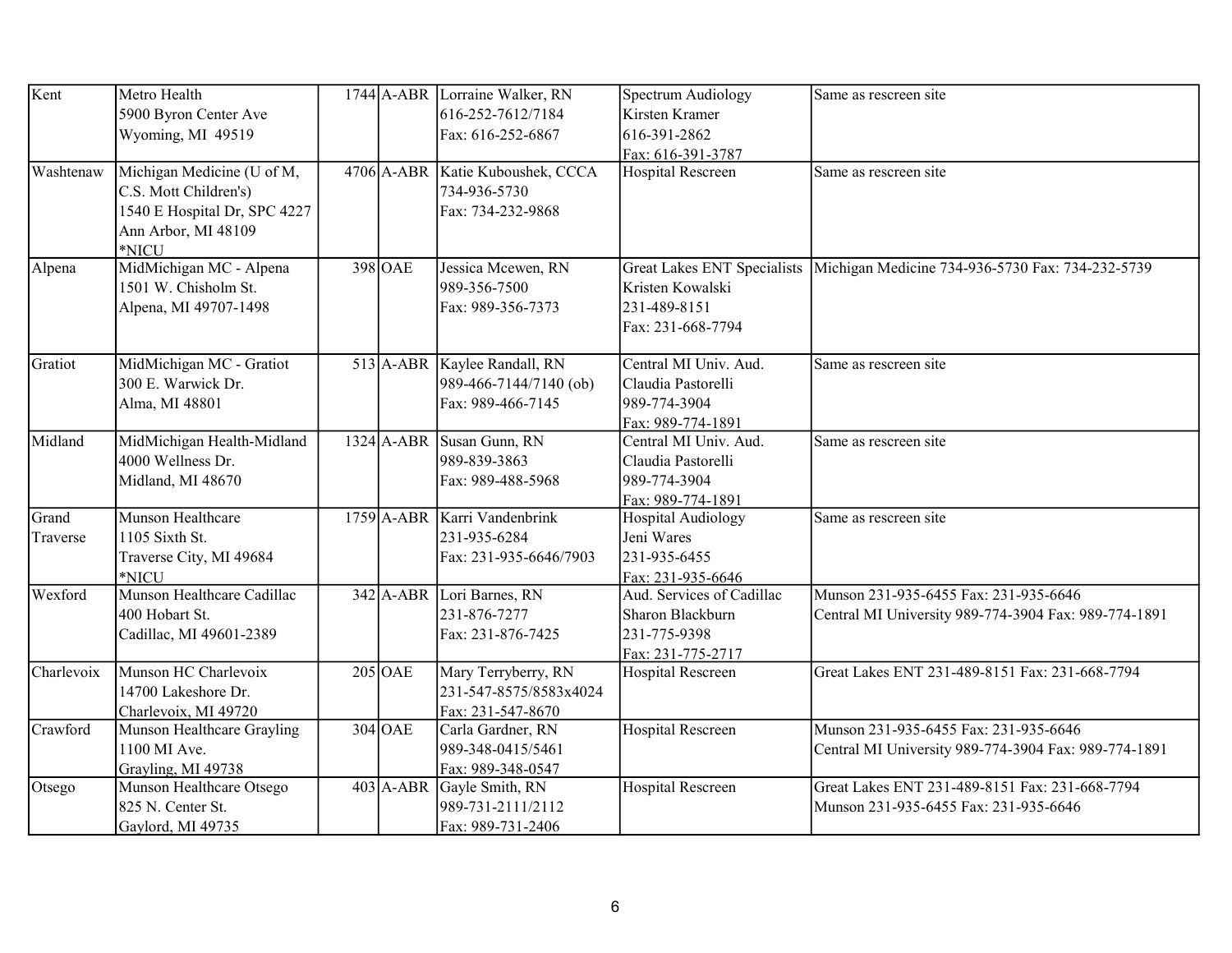| | | | | | | |
|---|---|---|---|---|---|---|
| Kent | Metro Health<br>5900 Byron Center Ave<br>Wyoming, MI 49519 | 1744 | A-ABR | Lorraine Walker, RN<br>616-252-7612/7184<br>Fax: 616-252-6867 | Spectrum Audiology<br>Kirsten Kramer<br>616-391-2862<br>Fax: 616-391-3787 | Same as rescreen site |
| Washtenaw | Michigan Medicine (U of M, C.S. Mott Children's)<br>1540 E Hospital Dr, SPC 4227<br>Ann Arbor, MI 48109<br>*NICU | 4706 | A-ABR | Katie Kuboushek, CCCA<br>734-936-5730<br>Fax: 734-232-9868 | Hospital Rescreen | Same as rescreen site |
| Alpena | MidMichigan MC - Alpena<br>1501 W. Chisholm St.<br>Alpena, MI 49707-1498 | 398 | OAE | Jessica Mcewen, RN<br>989-356-7500<br>Fax: 989-356-7373 | Great Lakes ENT Specialists<br>Kristen Kowalski<br>231-489-8151<br>Fax: 231-668-7794 | Michigan Medicine 734-936-5730 Fax: 734-232-5739 |
| Gratiot | MidMichigan MC - Gratiot<br>300 E. Warwick Dr.<br>Alma, MI 48801 | 513 | A-ABR | Kaylee Randall, RN<br>989-466-7144/7140 (ob)<br>Fax: 989-466-7145 | Central MI Univ. Aud.<br>Claudia Pastorelli<br>989-774-3904<br>Fax: 989-774-1891 | Same as rescreen site |
| Midland | MidMichigan Health-Midland<br>4000 Wellness Dr.<br>Midland, MI 48670 | 1324 | A-ABR | Susan Gunn, RN<br>989-839-3863<br>Fax: 989-488-5968 | Central MI Univ. Aud.<br>Claudia Pastorelli<br>989-774-3904<br>Fax: 989-774-1891 | Same as rescreen site |
| Grand Traverse | Munson Healthcare<br>1105 Sixth St.<br>Traverse City, MI 49684<br>*NICU | 1759 | A-ABR | Karri Vandenbrink<br>231-935-6284<br>Fax: 231-935-6646/7903 | Hospital Audiology<br>Jeni Wares<br>231-935-6455<br>Fax: 231-935-6646 | Same as rescreen site |
| Wexford | Munson Healthcare Cadillac<br>400 Hobart St.<br>Cadillac, MI 49601-2389 | 342 | A-ABR | Lori Barnes, RN<br>231-876-7277<br>Fax: 231-876-7425 | Aud. Services of Cadillac<br>Sharon Blackburn<br>231-775-9398<br>Fax: 231-775-2717 | Munson 231-935-6455 Fax: 231-935-6646<br>Central MI University 989-774-3904 Fax: 989-774-1891 |
| Charlevoix | Munson HC Charlevoix<br>14700 Lakeshore Dr.<br>Charlevoix, MI 49720 | 205 | OAE | Mary Terryberry, RN<br>231-547-8575/8583x4024<br>Fax: 231-547-8670 | Hospital Rescreen | Great Lakes ENT 231-489-8151 Fax: 231-668-7794 |
| Crawford | Munson Healthcare Grayling<br>1100 MI Ave.<br>Grayling, MI 49738 | 304 | OAE | Carla Gardner, RN<br>989-348-0415/5461<br>Fax: 989-348-0547 | Hospital Rescreen | Munson 231-935-6455 Fax: 231-935-6646<br>Central MI University 989-774-3904 Fax: 989-774-1891 |
| Otsego | Munson Healthcare Otsego<br>825 N. Center St.<br>Gaylord, MI 49735 | 403 | A-ABR | Gayle Smith, RN<br>989-731-2111/2112<br>Fax: 989-731-2406 | Hospital Rescreen | Great Lakes ENT 231-489-8151 Fax: 231-668-7794<br>Munson 231-935-6455 Fax: 231-935-6646 |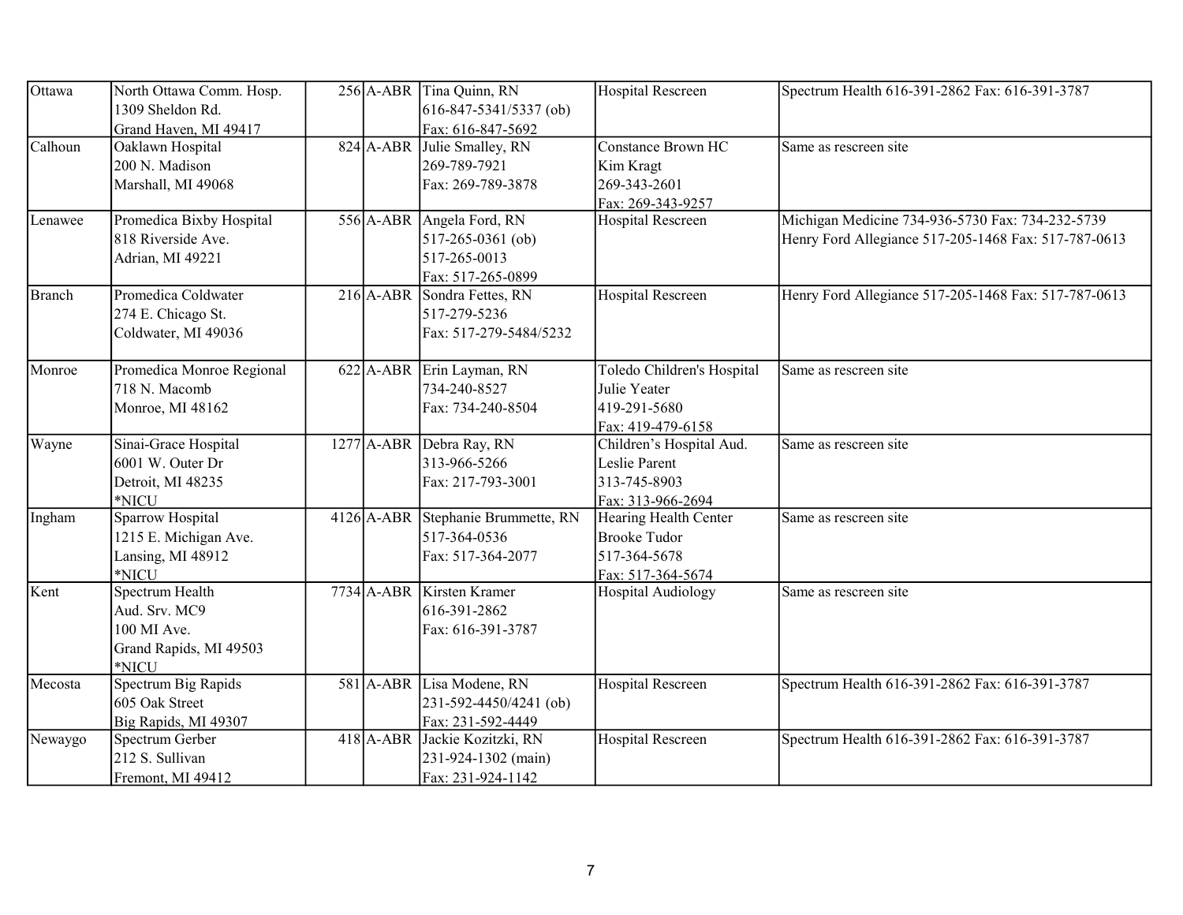| | | | | | | |
|---|---|---|---|---|---|---|
| Ottawa | North Ottawa Comm. Hosp.<br>1309 Sheldon Rd.<br>Grand Haven, MI 49417 | 256 | A-ABR | Tina Quinn, RN<br>616-847-5341/5337 (ob)<br>Fax: 616-847-5692 | Hospital Rescreen | Spectrum Health 616-391-2862 Fax: 616-391-3787 |
| Calhoun | Oaklawn Hospital<br>200 N. Madison<br>Marshall, MI 49068 | 824 | A-ABR | Julie Smalley, RN<br>269-789-7921<br>Fax: 269-789-3878 | Constance Brown HC<br>Kim Kragt<br>269-343-2601<br>Fax: 269-343-9257 | Same as rescreen site |
| Lenawee | Promedica Bixby Hospital<br>818 Riverside Ave.<br>Adrian, MI 49221 | 556 | A-ABR | Angela Ford, RN<br>517-265-0361 (ob)<br>517-265-0013<br>Fax: 517-265-0899 | Hospital Rescreen | Michigan Medicine 734-936-5730 Fax: 734-232-5739<br>Henry Ford Allegiance 517-205-1468 Fax: 517-787-0613 |
| Branch | Promedica Coldwater<br>274 E. Chicago St.<br>Coldwater, MI 49036 | 216 | A-ABR | Sondra Fettes, RN<br>517-279-5236<br>Fax: 517-279-5484/5232 | Hospital Rescreen | Henry Ford Allegiance 517-205-1468 Fax: 517-787-0613 |
| Monroe | Promedica Monroe Regional<br>718 N. Macomb<br>Monroe, MI 48162 | 622 | A-ABR | Erin Layman, RN<br>734-240-8527<br>Fax: 734-240-8504 | Toledo Children's Hospital<br>Julie Yeater<br>419-291-5680<br>Fax: 419-479-6158 | Same as rescreen site |
| Wayne | Sinai-Grace Hospital<br>6001 W. Outer Dr<br>Detroit, MI 48235<br>*NICU | 1277 | A-ABR | Debra Ray, RN<br>313-966-5266<br>Fax: 217-793-3001 | Children's Hospital Aud.<br>Leslie Parent<br>313-745-8903<br>Fax: 313-966-2694 | Same as rescreen site |
| Ingham | Sparrow Hospital<br>1215 E. Michigan Ave.<br>Lansing, MI 48912<br>*NICU | 4126 | A-ABR | Stephanie Brummette, RN<br>517-364-0536<br>Fax: 517-364-2077 | Hearing Health Center<br>Brooke Tudor<br>517-364-5678<br>Fax: 517-364-5674 | Same as rescreen site |
| Kent | Spectrum Health<br>Aud. Srv. MC9<br>100 MI Ave.<br>Grand Rapids, MI 49503<br>*NICU | 7734 | A-ABR | Kirsten Kramer<br>616-391-2862<br>Fax: 616-391-3787 | Hospital Audiology | Same as rescreen site |
| Mecosta | Spectrum Big Rapids<br>605 Oak Street<br>Big Rapids, MI 49307 | 581 | A-ABR | Lisa Modene, RN<br>231-592-4450/4241 (ob)<br>Fax: 231-592-4449 | Hospital Rescreen | Spectrum Health 616-391-2862 Fax: 616-391-3787 |
| Newaygo | Spectrum Gerber<br>212 S. Sullivan<br>Fremont, MI 49412 | 418 | A-ABR | Jackie Kozitzki, RN<br>231-924-1302 (main)<br>Fax: 231-924-1142 | Hospital Rescreen | Spectrum Health 616-391-2862 Fax: 616-391-3787 |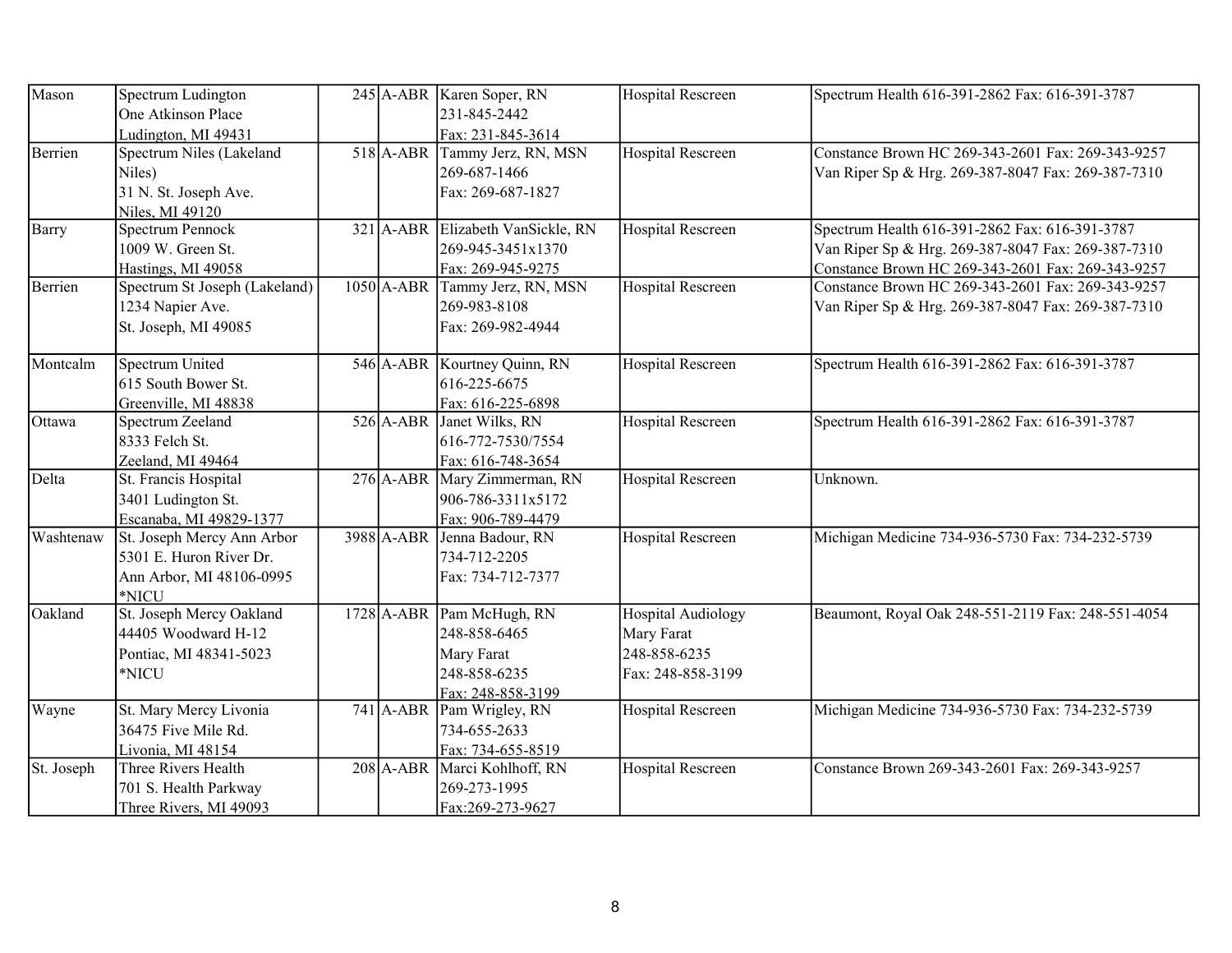| | | | | | | |
|---|---|---|---|---|---|---|
| Mason | Spectrum Ludington<br>One Atkinson Place<br>Ludington, MI 49431 | 245 | A-ABR | Karen Soper, RN<br>231-845-2442<br>Fax: 231-845-3614 | Hospital Rescreen | Spectrum Health 616-391-2862 Fax: 616-391-3787 |
| Berrien | Spectrum Niles (Lakeland Niles)<br>31 N. St. Joseph Ave.<br>Niles, MI 49120 | 518 | A-ABR | Tammy Jerz, RN, MSN<br>269-687-1466<br>Fax: 269-687-1827 | Hospital Rescreen | Constance Brown HC 269-343-2601 Fax: 269-343-9257<br>Van Riper Sp & Hrg. 269-387-8047 Fax: 269-387-7310 |
| Barry | Spectrum Pennock<br>1009 W. Green St.<br>Hastings, MI 49058 | 321 | A-ABR | Elizabeth VanSickle, RN<br>269-945-3451x1370<br>Fax: 269-945-9275 | Hospital Rescreen | Spectrum Health 616-391-2862 Fax: 616-391-3787<br>Van Riper Sp & Hrg. 269-387-8047 Fax: 269-387-7310<br>Constance Brown HC 269-343-2601 Fax: 269-343-9257 |
| Berrien | Spectrum St Joseph (Lakeland)<br>1234 Napier Ave.<br>St. Joseph, MI 49085 | 1050 | A-ABR | Tammy Jerz, RN, MSN<br>269-983-8108<br>Fax: 269-982-4944 | Hospital Rescreen | Constance Brown HC 269-343-2601 Fax: 269-343-9257<br>Van Riper Sp & Hrg. 269-387-8047 Fax: 269-387-7310 |
| Montcalm | Spectrum United<br>615 South Bower St.<br>Greenville, MI 48838 | 546 | A-ABR | Kourtney Quinn, RN<br>616-225-6675<br>Fax: 616-225-6898 | Hospital Rescreen | Spectrum Health 616-391-2862 Fax: 616-391-3787 |
| Ottawa | Spectrum Zeeland<br>8333 Felch St.<br>Zeeland, MI 49464 | 526 | A-ABR | Janet Wilks, RN<br>616-772-7530/7554<br>Fax: 616-748-3654 | Hospital Rescreen | Spectrum Health 616-391-2862 Fax: 616-391-3787 |
| Delta | St. Francis Hospital<br>3401 Ludington St.<br>Escanaba, MI 49829-1377 | 276 | A-ABR | Mary Zimmerman, RN<br>906-786-3311x5172<br>Fax: 906-789-4479 | Hospital Rescreen | Unknown. |
| Washtenaw | St. Joseph Mercy Ann Arbor<br>5301 E. Huron River Dr.<br>Ann Arbor, MI 48106-0995<br>*NICU | 3988 | A-ABR | Jenna Badour, RN<br>734-712-2205<br>Fax: 734-712-7377 | Hospital Rescreen | Michigan Medicine 734-936-5730 Fax: 734-232-5739 |
| Oakland | St. Joseph Mercy Oakland<br>44405 Woodward H-12<br>Pontiac, MI 48341-5023<br>*NICU | 1728 | A-ABR | Pam McHugh, RN<br>248-858-6465<br>Mary Farat<br>248-858-6235<br>Fax: 248-858-3199 | Hospital Audiology<br>Mary Farat<br>248-858-6235<br>Fax: 248-858-3199 | Beaumont, Royal Oak 248-551-2119 Fax: 248-551-4054 |
| Wayne | St. Mary Mercy Livonia<br>36475 Five Mile Rd.<br>Livonia, MI 48154 | 741 | A-ABR | Pam Wrigley, RN<br>734-655-2633<br>Fax: 734-655-8519 | Hospital Rescreen | Michigan Medicine 734-936-5730 Fax: 734-232-5739 |
| St. Joseph | Three Rivers Health<br>701 S. Health Parkway<br>Three Rivers, MI 49093 | 208 | A-ABR | Marci Kohlhoff, RN<br>269-273-1995<br>Fax:269-273-9627 | Hospital Rescreen | Constance Brown 269-343-2601 Fax: 269-343-9257 |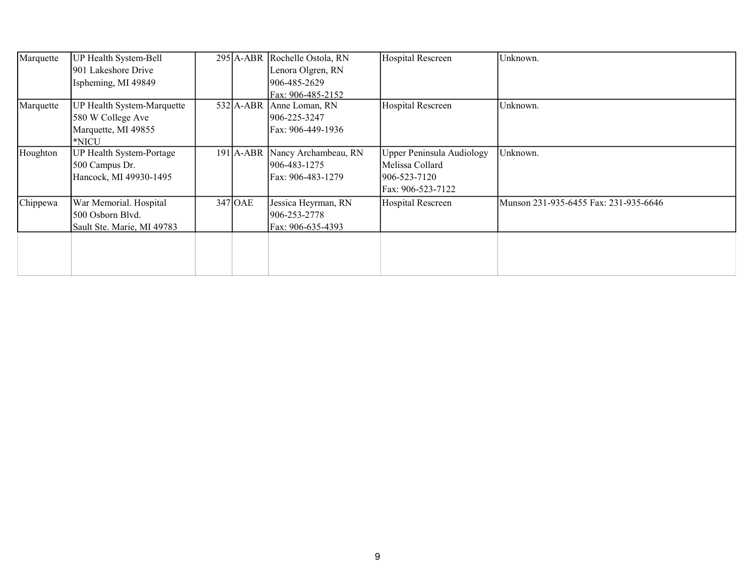| | | | | | | |
|---|---|---|---|---|---|---|
| Marquette | UP Health System-Bell<br>901 Lakeshore Drive<br>Ispheming, MI 49849 | 295 | A-ABR | Rochelle Ostola, RN<br>Lenora Olgren, RN<br>906-485-2629<br>Fax: 906-485-2152 | Hospital Rescreen | Unknown. |
| Marquette | UP Health System-Marquette<br>580 W College Ave<br>Marquette, MI 49855<br>*NICU | 532 | A-ABR | Anne Loman, RN<br>906-225-3247<br>Fax: 906-449-1936 | Hospital Rescreen | Unknown. |
| Houghton | UP Health System-Portage<br>500 Campus Dr.<br>Hancock, MI 49930-1495 | 191 | A-ABR | Nancy Archambeau, RN<br>906-483-1275<br>Fax: 906-483-1279 | Upper Peninsula Audiology<br>Melissa Collard<br>906-523-7120<br>Fax: 906-523-7122 | Unknown. |
| Chippewa | War Memorial. Hospital<br>500 Osborn Blvd.<br>Sault Ste. Marie, MI 49783 | 347 | OAE | Jessica Heyrman, RN<br>906-253-2778<br>Fax: 906-635-4393 | Hospital Rescreen | Munson 231-935-6455 Fax: 231-935-6646 |
| | | | | | | |